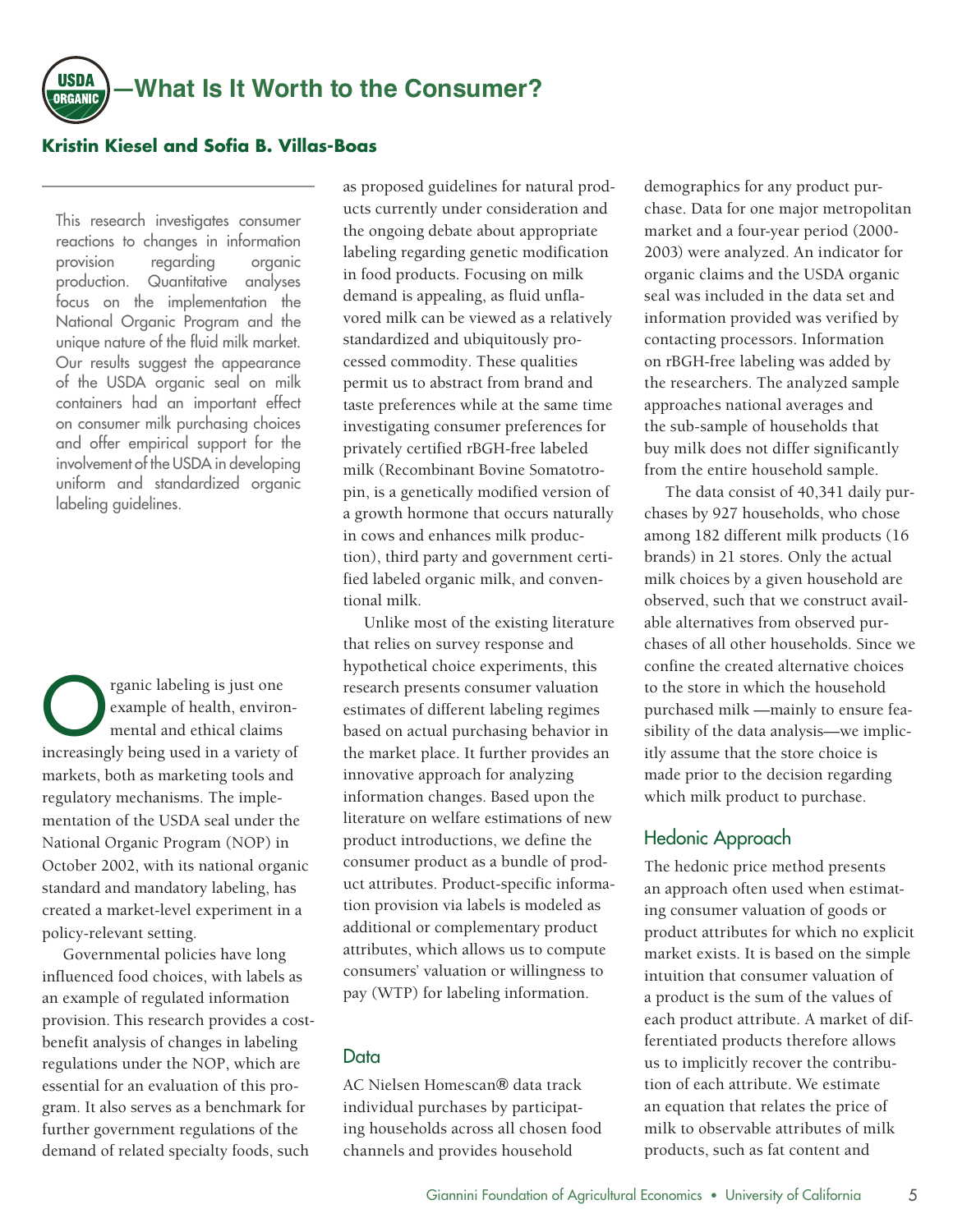# USDA ORGANIC—What Is It Worth to the Consumer?

**Kristin Kiesel and Sofia B. Villas-Boas**

This research investigates consumer reactions to changes in information provision regarding organic production. Quantitative analyses focus on the implementation the National Organic Program and the unique nature of the fluid milk market. Our results suggest the appearance of the USDA organic seal on milk containers had an important effect on consumer milk purchasing choices and offer empirical support for the involvement of the USDA in developing uniform and standardized organic labeling guidelines.

Organic labeling is just one example of health, environmental and ethical claims increasingly being used in a variety of markets, both as marketing tools and regulatory mechanisms. The implementation of the USDA seal under the National Organic Program (NOP) in October 2002, with its national organic standard and mandatory labeling, has created a market-level experiment in a policy-relevant setting.

Governmental policies have long influenced food choices, with labels as an example of regulated information provision. This research provides a cost-benefit analysis of changes in labeling regulations under the NOP, which are essential for an evaluation of this program. It also serves as a benchmark for further government regulations of the demand of related specialty foods, such as proposed guidelines for natural products currently under consideration and the ongoing debate about appropriate labeling regarding genetic modification in food products. Focusing on milk demand is appealing, as fluid unflavored milk can be viewed as a relatively standardized and ubiquitously processed commodity. These qualities permit us to abstract from brand and taste preferences while at the same time investigating consumer preferences for privately certified rBGH-free labeled milk (Recombinant Bovine Somatotropin, is a genetically modified version of a growth hormone that occurs naturally in cows and enhances milk production), third party and government certified labeled organic milk, and conventional milk.

Unlike most of the existing literature that relies on survey response and hypothetical choice experiments, this research presents consumer valuation estimates of different labeling regimes based on actual purchasing behavior in the market place. It further provides an innovative approach for analyzing information changes. Based upon the literature on welfare estimations of new product introductions, we define the consumer product as a bundle of product attributes. Product-specific information provision via labels is modeled as additional or complementary product attributes, which allows us to compute consumers' valuation or willingness to pay (WTP) for labeling information.

## Data

AC Nielsen Homescan® data track individual purchases by participating households across all chosen food channels and provides household demographics for any product purchase. Data for one major metropolitan market and a four-year period (2000-2003) were analyzed. An indicator for organic claims and the USDA organic seal was included in the data set and information provided was verified by contacting processors. Information on rBGH-free labeling was added by the researchers. The analyzed sample approaches national averages and the sub-sample of households that buy milk does not differ significantly from the entire household sample.

The data consist of 40,341 daily purchases by 927 households, who chose among 182 different milk products (16 brands) in 21 stores. Only the actual milk choices by a given household are observed, such that we construct available alternatives from observed purchases of all other households. Since we confine the created alternative choices to the store in which the household purchased milk —mainly to ensure feasibility of the data analysis—we implicitly assume that the store choice is made prior to the decision regarding which milk product to purchase.

## Hedonic Approach

The hedonic price method presents an approach often used when estimating consumer valuation of goods or product attributes for which no explicit market exists. It is based on the simple intuition that consumer valuation of a product is the sum of the values of each product attribute. A market of differentiated products therefore allows us to implicitly recover the contribution of each attribute. We estimate an equation that relates the price of milk to observable attributes of milk products, such as fat content and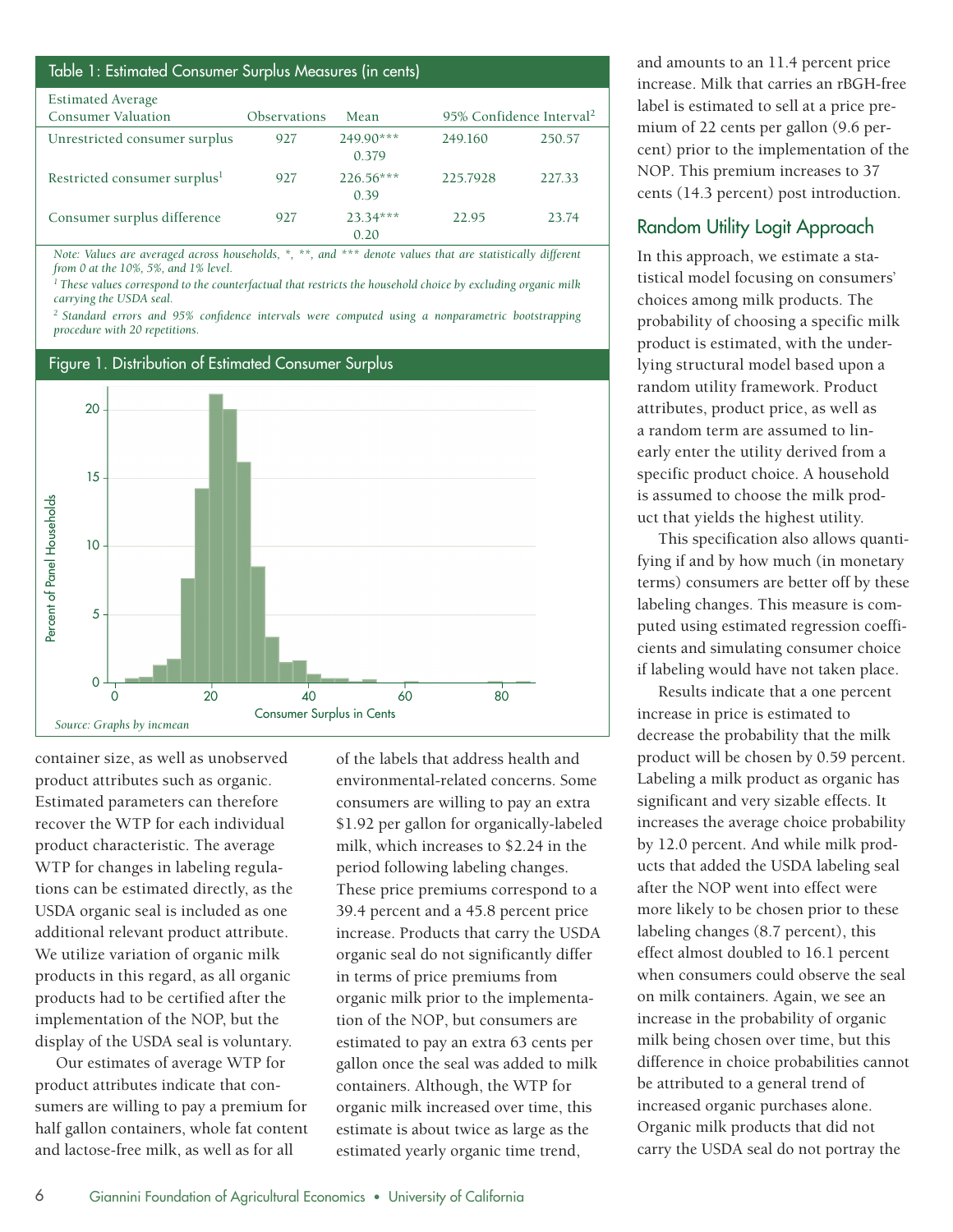**Table 1: Estimated Consumer Surplus Measures (in cents)**

| Estimated Average Consumer Valuation | Observations | Mean | 95% Confidence Interval[2] | |
|---|---|---|---|---|
| Unrestricted consumer surplus | 927 | 249.90*** 0.379 | 249.160 | 250.57 |
| Restricted consumer surplus[1] | 927 | 226.56*** 0.39 | 225.7928 | 227.33 |
| Consumer surplus difference | 927 | 23.34*** 0.20 | 22.95 | 23.74 |

*Note: Values are averaged across households, *, **, and *** denote values that are statistically different from 0 at the 10%, 5%, and 1% level.*

*[1] These values correspond to the counterfactual that restricts the household choice by excluding organic milk carrying the USDA seal.*

*[2] Standard errors and 95% confidence intervals were computed using a nonparametric bootstrapping procedure with 20 repetitions.*

**Figure 1. Distribution of Estimated Consumer Surplus**

*Source: Graphs by incmean*

container size, as well as unobserved product attributes such as organic. Estimated parameters can therefore recover the WTP for each individual product characteristic. The average WTP for changes in labeling regulations can be estimated directly, as the USDA organic seal is included as one additional relevant product attribute. We utilize variation of organic milk products in this regard, as all organic products had to be certified after the implementation of the NOP, but the display of the USDA seal is voluntary.

Our estimates of average WTP for product attributes indicate that consumers are willing to pay a premium for half gallon containers, whole fat content and lactose-free milk, as well as for all of the labels that address health and environmental-related concerns. Some consumers are willing to pay an extra \$1.92 per gallon for organically-labeled milk, which increases to \$2.24 in the period following labeling changes. These price premiums correspond to a 39.4 percent and a 45.8 percent price increase. Products that carry the USDA organic seal do not significantly differ in terms of price premiums from organic milk prior to the implementation of the NOP, but consumers are estimated to pay an extra 63 cents per gallon once the seal was added to milk containers. Although, the WTP for organic milk increased over time, this estimate is about twice as large as the estimated yearly organic time trend, and amounts to an 11.4 percent price increase. Milk that carries an rBGH-free label is estimated to sell at a price premium of 22 cents per gallon (9.6 percent) prior to the implementation of the NOP. This premium increases to 37 cents (14.3 percent) post introduction.

## Random Utility Logit Approach

In this approach, we estimate a statistical model focusing on consumers' choices among milk products. The probability of choosing a specific milk product is estimated, with the underlying structural model based upon a random utility framework. Product attributes, product price, as well as a random term are assumed to linearly enter the utility derived from a specific product choice. A household is assumed to choose the milk product that yields the highest utility.

This specification also allows quantifying if and by how much (in monetary terms) consumers are better off by these labeling changes. This measure is computed using estimated regression coefficients and simulating consumer choice if labeling would have not taken place.

Results indicate that a one percent increase in price is estimated to decrease the probability that the milk product will be chosen by 0.59 percent. Labeling a milk product as organic has significant and very sizable effects. It increases the average choice probability by 12.0 percent. And while milk products that added the USDA labeling seal after the NOP went into effect were more likely to be chosen prior to these labeling changes (8.7 percent), this effect almost doubled to 16.1 percent when consumers could observe the seal on milk containers. Again, we see an increase in the probability of organic milk being chosen over time, but this difference in choice probabilities cannot be attributed to a general trend of increased organic purchases alone. Organic milk products that did not carry the USDA seal do not portray the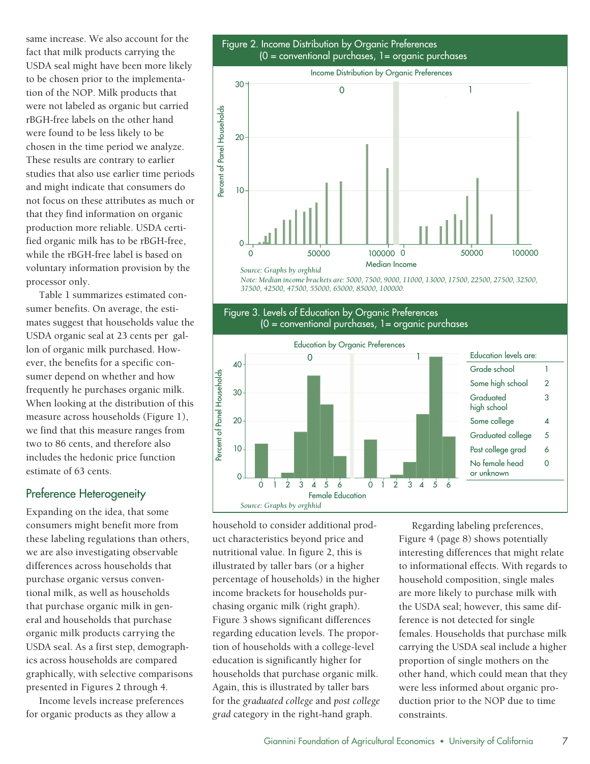same increase. We also account for the fact that milk products carrying the USDA seal might have been more likely to be chosen prior to the implementation of the NOP. Milk products that were not labeled as organic but carried rBGH-free labels on the other hand were found to be less likely to be chosen in the time period we analyze. These results are contrary to earlier studies that also use earlier time periods and might indicate that consumers do not focus on these attributes as much or that they find information on organic production more reliable. USDA certified organic milk has to be rBGH-free, while the rBGH-free label is based on voluntary information provision by the processor only.

Table 1 summarizes estimated consumer benefits. On average, the estimates suggest that households value the USDA organic seal at 23 cents per gallon of organic milk purchased. However, the benefits for a specific consumer depend on whether and how frequently he purchases organic milk. When looking at the distribution of this measure across households (Figure 1), we find that this measure ranges from two to 86 cents, and therefore also includes the hedonic price function estimate of 63 cents.

## Preference Heterogeneity

Expanding on the idea, that some consumers might benefit more from these labeling regulations than others, we are also investigating observable differences across households that purchase organic versus conventional milk, as well as households that purchase organic milk in general and households that purchase organic milk products carrying the USDA seal. As a first step, demographics across households are compared graphically, with selective comparisons presented in Figures 2 through 4.

Income levels increase preferences for organic products as they allow a household to consider additional product characteristics beyond price and nutritional value. In figure 2, this is illustrated by taller bars (or a higher percentage of households) in the higher income brackets for households purchasing organic milk (right graph). Figure 3 shows significant differences regarding education levels. The proportion of households with a college-level education is significantly higher for households that purchase organic milk. Again, this is illustrated by taller bars for the *graduated college* and *post college grad* category in the right-hand graph.

Regarding labeling preferences, Figure 4 (page 8) shows potentially interesting differences that might relate to informational effects. With regards to household composition, single males are more likely to purchase milk with the USDA seal; however, this same difference is not detected for single females. Households that purchase milk carrying the USDA seal include a higher proportion of single mothers on the other hand, which could mean that they were less informed about organic production prior to the NOP due to time constraints.

**Figure 2. Income Distribution by Organic Preferences (0 = conventional purchases, 1= organic purchases)**

*Source: Graphs by orghhid*

*Note: Median income brackets are: 5000, 7500, 9000, 11000, 13000, 17500, 22500, 27500, 32500, 37500, 42500, 47500, 55000, 65000, 85000, 100000.*

**Figure 3. Levels of Education by Organic Preferences (0 = conventional purchases, 1= organic purchases)**

| Education levels are: | |
|---|---|
| Grade school | 1 |
| Some high school | 2 |
| Graduated high school | 3 |
| Some college | 4 |
| Graduated college | 5 |
| Post college grad | 6 |
| No female head or unknown | 0 |

*Source: Graphs by orghhid*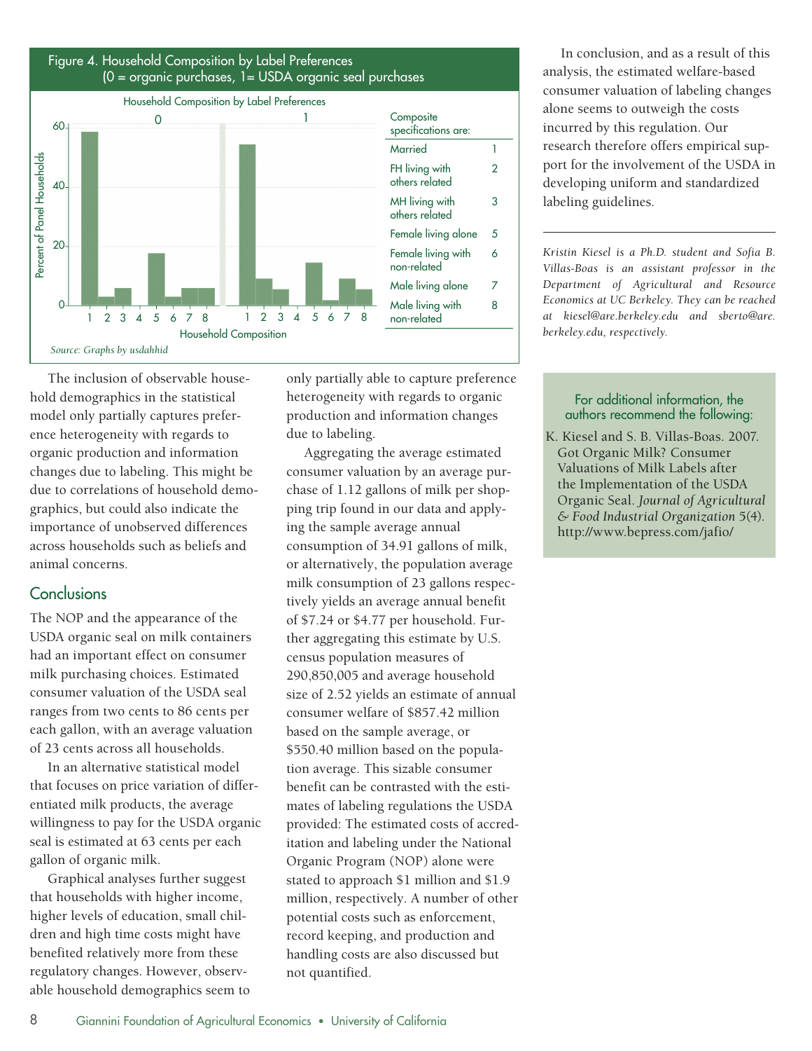Figure 4. Household Composition by Label Preferences (0 = organic purchases, 1= USDA organic seal purchases)

Household Composition by Label Preferences

0

1

Percent of Panel Households

60

40

20

0

1 2 3 4 5 6 7 8

1 2 3 4 5 6 7 8

Household Composition

Composite specifications are:

| | |
|---|---|
| Married | 1 |
| FH living with others related | 2 |
| MH living with others related | 3 |
| Female living alone | 5 |
| Female living with non-related | 6 |
| Male living alone | 7 |
| Male living with non-related | 8 |

*Source: Graphs by usdahhid*

The inclusion of observable household demographics in the statistical model only partially captures preference heterogeneity with regards to organic production and information changes due to labeling. This might be due to correlations of household demographics, but could also indicate the importance of unobserved differences across households such as beliefs and animal concerns.

## Conclusions

The NOP and the appearance of the USDA organic seal on milk containers had an important effect on consumer milk purchasing choices. Estimated consumer valuation of the USDA seal ranges from two cents to 86 cents per each gallon, with an average valuation of 23 cents across all households.

In an alternative statistical model that focuses on price variation of differentiated milk products, the average willingness to pay for the USDA organic seal is estimated at 63 cents per each gallon of organic milk.

Graphical analyses further suggest that households with higher income, higher levels of education, small children and high time costs might have benefited relatively more from these regulatory changes. However, observable household demographics seem to only partially able to capture preference heterogeneity with regards to organic production and information changes due to labeling.

Aggregating the average estimated consumer valuation by an average purchase of 1.12 gallons of milk per shopping trip found in our data and applying the sample average annual consumption of 34.91 gallons of milk, or alternatively, the population average milk consumption of 23 gallons respectively yields an average annual benefit of $7.24 or $4.77 per household. Further aggregating this estimate by U.S. census population measures of 290,850,005 and average household size of 2.52 yields an estimate of annual consumer welfare of $857.42 million based on the sample average, or $550.40 million based on the population average. This sizable consumer benefit can be contrasted with the estimates of labeling regulations the USDA provided: The estimated costs of accreditation and labeling under the National Organic Program (NOP) alone were stated to approach $1 million and $1.9 million, respectively. A number of other potential costs such as enforcement, record keeping, and production and handling costs are also discussed but not quantified.

In conclusion, and as a result of this analysis, the estimated welfare-based consumer valuation of labeling changes alone seems to outweigh the costs incurred by this regulation. Our research therefore offers empirical support for the involvement of the USDA in developing uniform and standardized labeling guidelines.

*Kristin Kiesel is a Ph.D. student and Sofia B. Villas-Boas is an assistant professor in the Department of Agricultural and Resource Economics at UC Berkeley. They can be reached at kiesel@are.berkeley.edu and sberto@are.berkeley.edu, respectively.*

For additional information, the authors recommend the following:

K. Kiesel and S. B. Villas-Boas. 2007. Got Organic Milk? Consumer Valuations of Milk Labels after the Implementation of the USDA Organic Seal. *Journal of Agricultural & Food Industrial Organization* 5(4). http://www.bepress.com/jafio/